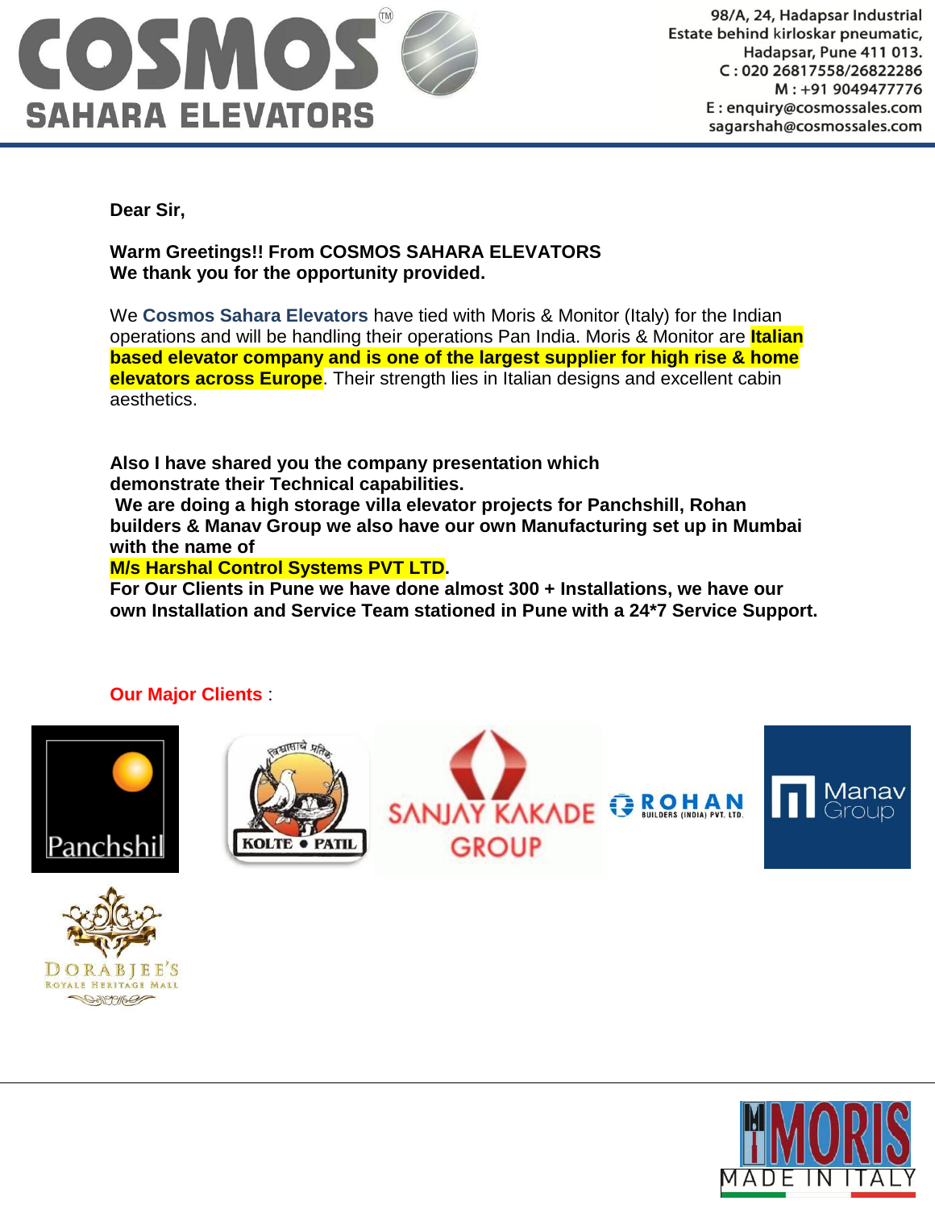# COSMOS SAHARA ELEVATORS

98/A, 24, Hadapsar Industrial Estate behind kirloskar pneumatic, Hadapsar, Pune 411 013.
C : 020 26817558/26822286
M : +91 9049477776
E : enquiry@cosmossales.com
sagarshah@cosmossales.com

**Dear Sir,**

**Warm Greetings!! From COSMOS SAHARA ELEVATORS**
**We thank you for the opportunity provided.**

We **Cosmos Sahara Elevators** have tied with Moris & Monitor (Italy) for the Indian operations and will be handling their operations Pan India. Moris & Monitor are **Italian based elevator company and is one of the largest supplier for high rise & home elevators across Europe**. Their strength lies in Italian designs and excellent cabin aesthetics.

**Also I have shared you the company presentation which demonstrate their Technical capabilities.**
**We are doing a high storage villa elevator projects for Panchshill, Rohan builders & Manav Group we also have our own Manufacturing set up in Mumbai with the name of**
**M/s Harshal Control Systems PVT LTD.**
**For Our Clients in Pune we have done almost 300 + Installations, we have our own Installation and Service Team stationed in Pune with a 24*7 Service Support.**

**Our Major Clients** :

Panchshil

KOLTE • PATIL

SANJAY KAKADE GROUP

ROHAN BUILDERS (INDIA) PVT. LTD.

Manav Group

DORABJEE'S ROYALE HERITAGE MALL

MORIS MADE IN ITALY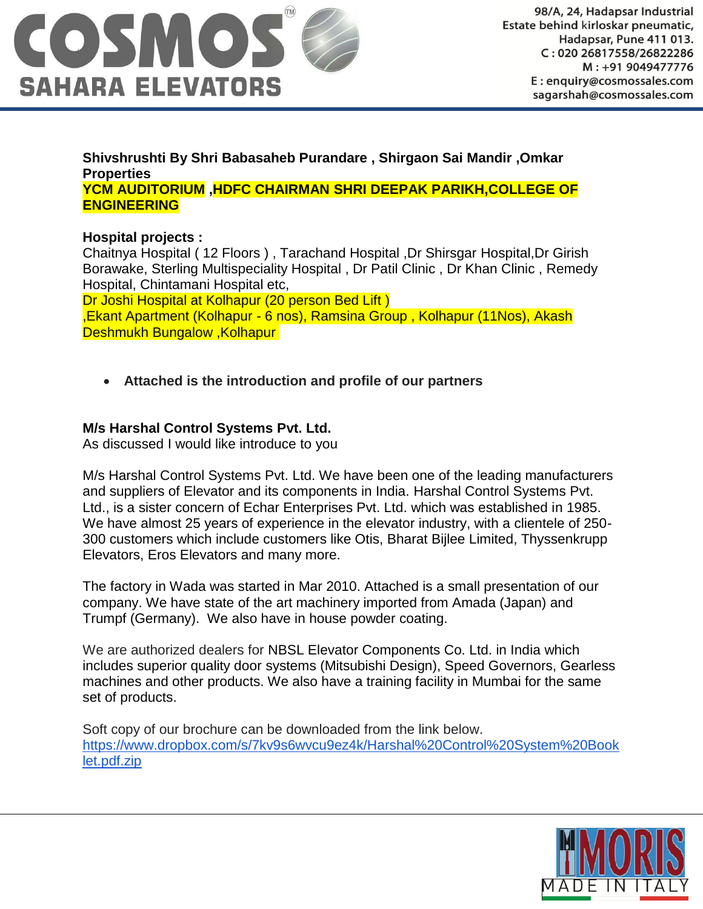**Shivshrushti By Shri Babasaheb Purandare , Shirgaon Sai Mandir ,Omkar Properties**
**YCM AUDITORIUM ,HDFC CHAIRMAN SHRI DEEPAK PARIKH,COLLEGE OF ENGINEERING**

**Hospital projects :**
Chaitnya Hospital ( 12 Floors ) , Tarachand Hospital ,Dr Shirsgar Hospital,Dr Girish Borawake, Sterling Multispeciality Hospital , Dr Patil Clinic , Dr Khan Clinic , Remedy Hospital, Chintamani Hospital etc,
Dr Joshi Hospital at Kolhapur (20 person Bed Lift )
,Ekant Apartment (Kolhapur - 6 nos), Ramsina Group , Kolhapur (11Nos), Akash Deshmukh Bungalow ,Kolhapur

- **Attached is the introduction and profile of our partners**

**M/s Harshal Control Systems Pvt. Ltd.**
As discussed I would like introduce to you

M/s Harshal Control Systems Pvt. Ltd. We have been one of the leading manufacturers and suppliers of Elevator and its components in India. Harshal Control Systems Pvt. Ltd., is a sister concern of Echar Enterprises Pvt. Ltd. which was established in 1985. We have almost 25 years of experience in the elevator industry, with a clientele of 250-300 customers which include customers like Otis, Bharat Bijlee Limited, Thyssenkrupp Elevators, Eros Elevators and many more.

The factory in Wada was started in Mar 2010. Attached is a small presentation of our company. We have state of the art machinery imported from Amada (Japan) and Trumpf (Germany). We also have in house powder coating.

We are authorized dealers for NBSL Elevator Components Co. Ltd. in India which includes superior quality door systems (Mitsubishi Design), Speed Governors, Gearless machines and other products. We also have a training facility in Mumbai for the same set of products.

Soft copy of our brochure can be downloaded from the link below.
https://www.dropbox.com/s/7kv9s6wvcu9ez4k/Harshal%20Control%20System%20Booklet.pdf.zip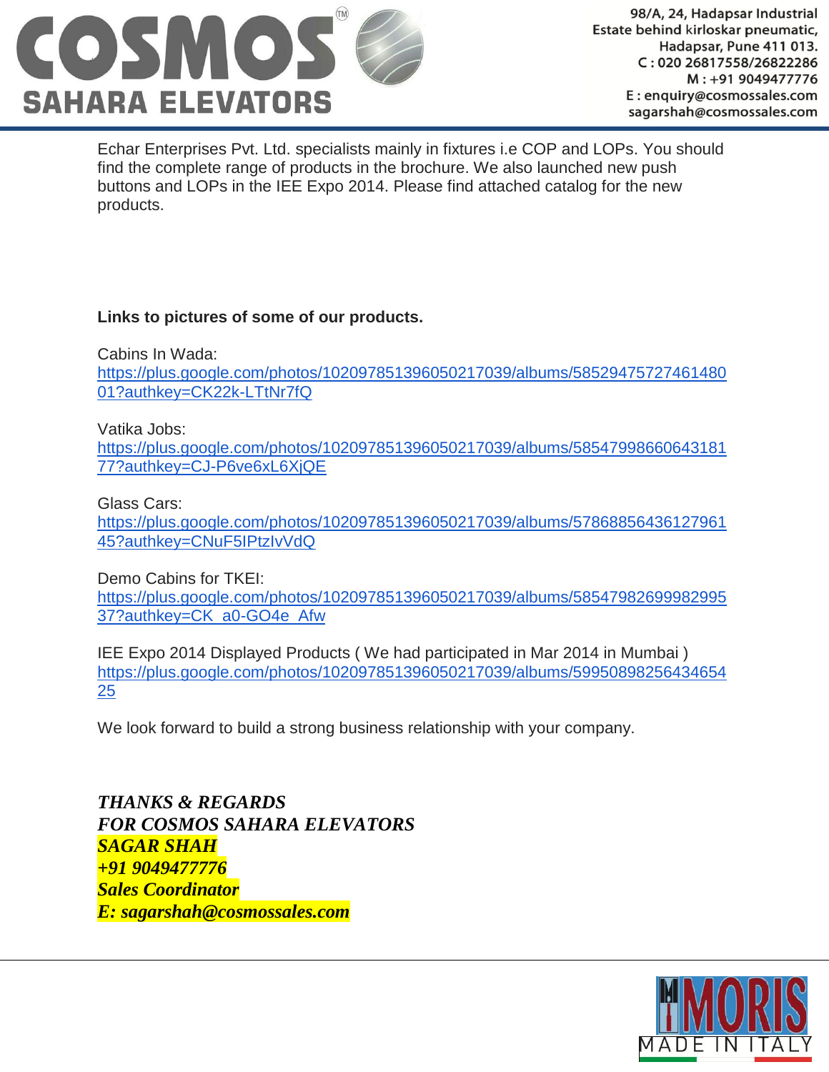Echar Enterprises Pvt. Ltd. specialists mainly in fixtures i.e COP and LOPs. You should find the complete range of products in the brochure. We also launched new push buttons and LOPs in the IEE Expo 2014. Please find attached catalog for the new products.

**Links to pictures of some of our products.**

Cabins In Wada:
https://plus.google.com/photos/102097851396050217039/albums/5852947572746148001?authkey=CK22k-LTtNr7fQ

Vatika Jobs:
https://plus.google.com/photos/102097851396050217039/albums/5854799866064318177?authkey=CJ-P6ve6xL6XjQE

Glass Cars:
https://plus.google.com/photos/102097851396050217039/albums/5786885643612796145?authkey=CNuF5IPtzIvVdQ

Demo Cabins for TKEI:
https://plus.google.com/photos/102097851396050217039/albums/5854798269998299537?authkey=CK_a0-GO4e_Afw

IEE Expo 2014 Displayed Products ( We had participated in Mar 2014 in Mumbai )
https://plus.google.com/photos/102097851396050217039/albums/5995089825643465425

We look forward to build a strong business relationship with your company.

***THANKS & REGARDS***
***FOR COSMOS SAHARA ELEVATORS***
***SAGAR SHAH***
***+91 9049477776***
***Sales Coordinator***
***E: sagarshah@cosmossales.com***